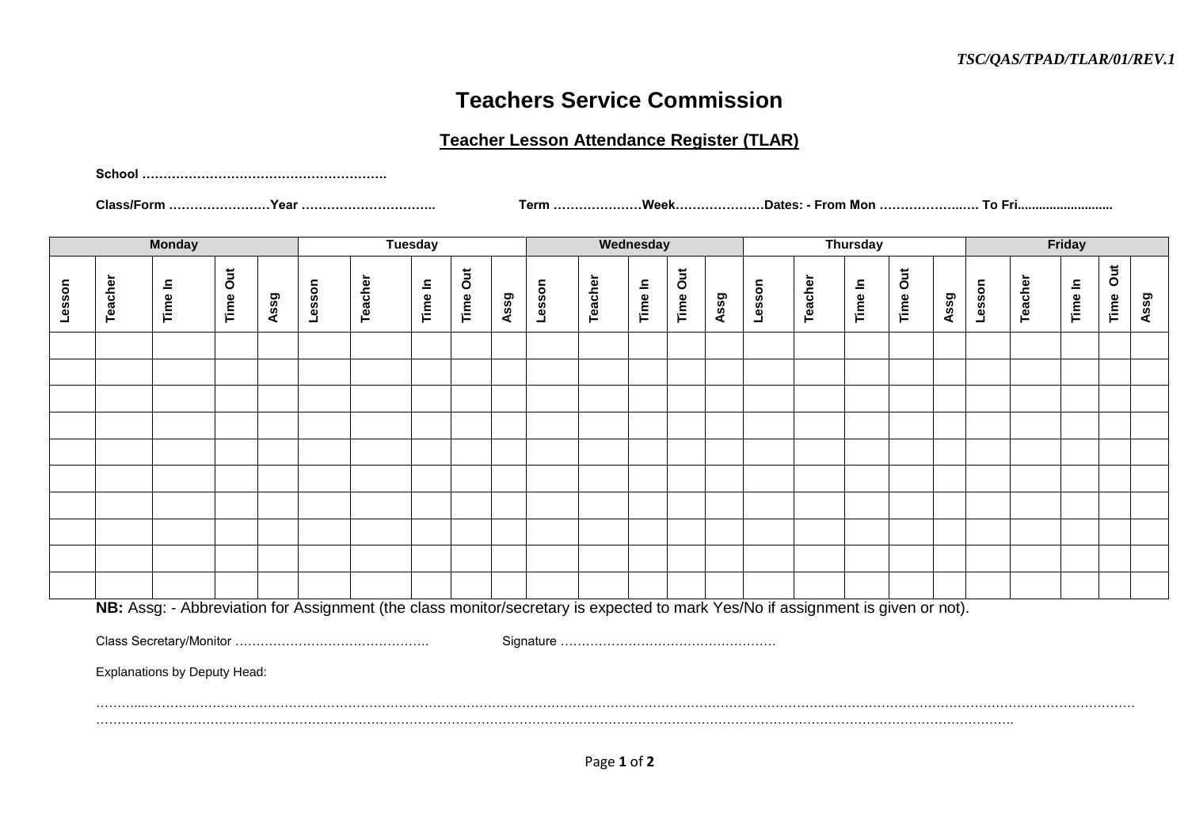*TSC/QAS/TPAD/TLAR/01/REV.1*

# Teachers Service Commission

## Teacher Lesson Attendance Register (TLAR)

**School ………………………………………………….**

**Class/Form ……………………Year …………………………..** **Term …………………Week…………………Dates: - From Mon ………………..…. To Fri..........................**

| Monday | | | | | Tuesday | | | | | Wednesday | | | | | Thursday | | | | | Friday | | | | |
|---|---|---|---|---|---|---|---|---|---|---|---|---|---|---|---|---|---|---|---|---|---|---|---|---|
| Lesson | Teacher | Time In | Time Out | Assg | Lesson | Teacher | Time In | Time Out | Assg | Lesson | Teacher | Time In | Time Out | Assg | Lesson | Teacher | Time In | Time Out | Assg | Lesson | Teacher | Time In | Time Out | Assg |
| | | | | | | | | | | | | | | | | | | | | | | | | |
| | | | | | | | | | | | | | | | | | | | | | | | | |
| | | | | | | | | | | | | | | | | | | | | | | | | |
| | | | | | | | | | | | | | | | | | | | | | | | | |
| | | | | | | | | | | | | | | | | | | | | | | | | |
| | | | | | | | | | | | | | | | | | | | | | | | | |
| | | | | | | | | | | | | | | | | | | | | | | | | |
| | | | | | | | | | | | | | | | | | | | | | | | | |
| | | | | | | | | | | | | | | | | | | | | | | | | |
| | | | | | | | | | | | | | | | | | | | | | | | | |

**NB:** Assg: - Abbreviation for Assignment (the class monitor/secretary is expected to mark Yes/No if assignment is given or not).

Class Secretary/Monitor ………………………………………. Signature ……………………………………………

Explanations by Deputy Head:

…………………………………………………………………………………………………………………………………………………………………………………………………………
…………………………………………………………………………………………………………………………………………………………………………………………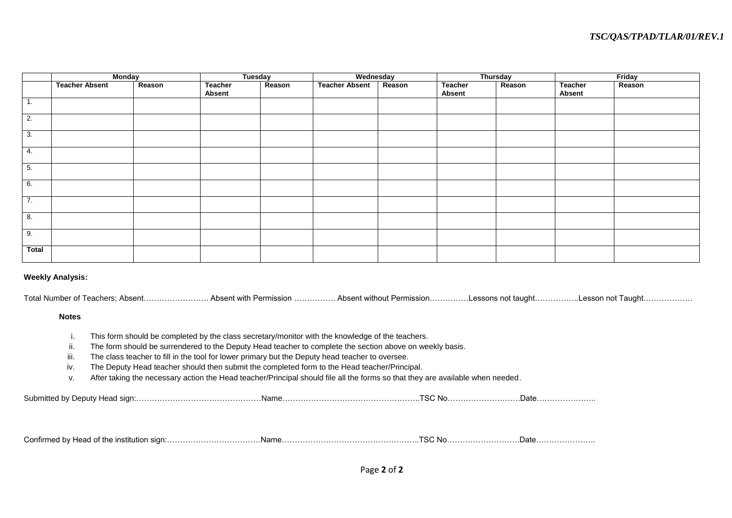| | Monday | | Tuesday | | Wednesday | | Thursday | | Friday | |
|---|---|---|---|---|---|---|---|---|---|---|
| | **Teacher Absent** | **Reason** | **Teacher Absent** | **Reason** | **Teacher Absent** | **Reason** | **Teacher Absent** | **Reason** | **Teacher Absent** | **Reason** |
| 1. | | | | | | | | | | |
| 2. | | | | | | | | | | |
| 3. | | | | | | | | | | |
| 4. | | | | | | | | | | |
| 5. | | | | | | | | | | |
| 6. | | | | | | | | | | |
| 7. | | | | | | | | | | |
| 8. | | | | | | | | | | |
| 9. | | | | | | | | | | |
| **Total** | | | | | | | | | | |

**Weekly Analysis:**

Total Number of Teachers; Absent……………………. Absent with Permission ……………. Absent without Permission……………Lessons not taught……………..Lesson not Taught………………

**Notes**

i. This form should be completed by the class secretary/monitor with the knowledge of the teachers.
ii. The form should be surrendered to the Deputy Head teacher to complete the section above on weekly basis.
iii. The class teacher to fill in the tool for lower primary but the Deputy head teacher to oversee.
iv. The Deputy Head teacher should then submit the completed form to the Head teacher/Principal.
v. After taking the necessary action the Head teacher/Principal should file all the forms so that they are available when needed.

Submitted by Deputy Head sign:…………………………………………Name……………………………………………..TSC No……………………….Date…………………..

Confirmed by Head of the institution sign:………………………………Name……………………………………………..TSC No……………………….Date…………………..